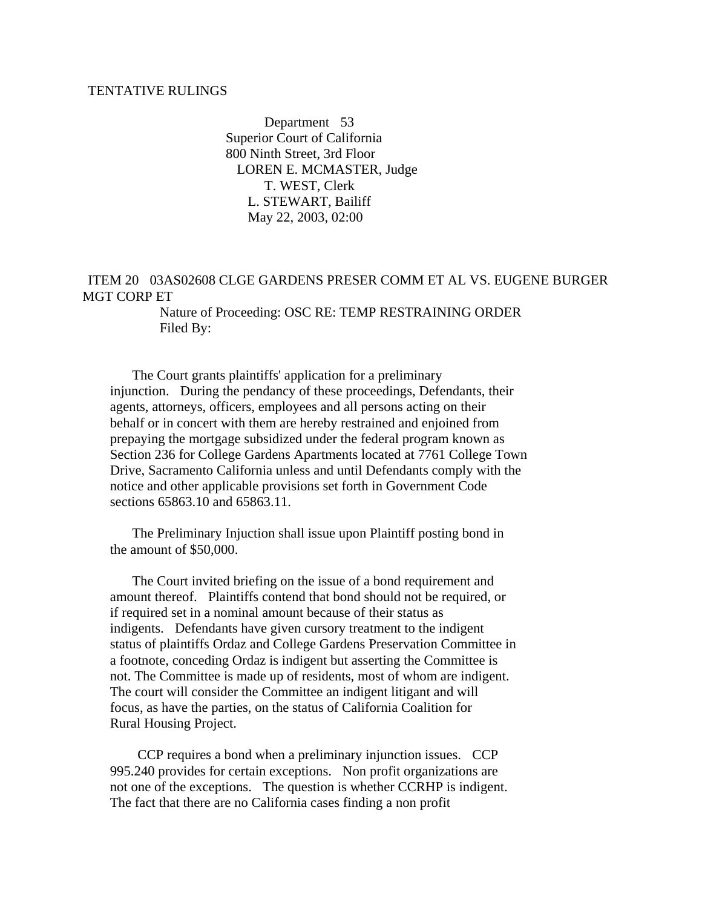TENTATIVE RULINGS

Department 53
Superior Court of California
800 Ninth Street, 3rd Floor
LOREN E. MCMASTER, Judge
T. WEST, Clerk
L. STEWART, Bailiff
May 22, 2003, 02:00

ITEM 20 03AS02608 CLGE GARDENS PRESER COMM ET AL VS. EUGENE BURGER MGT CORP ET

Nature of Proceeding: OSC RE: TEMP RESTRAINING ORDER
Filed By:

The Court grants plaintiffs' application for a preliminary injunction. During the pendancy of these proceedings, Defendants, their agents, attorneys, officers, employees and all persons acting on their behalf or in concert with them are hereby restrained and enjoined from prepaying the mortgage subsidized under the federal program known as Section 236 for College Gardens Apartments located at 7761 College Town Drive, Sacramento California unless and until Defendants comply with the notice and other applicable provisions set forth in Government Code sections 65863.10 and 65863.11.

The Preliminary Injuction shall issue upon Plaintiff posting bond in the amount of $50,000.

The Court invited briefing on the issue of a bond requirement and amount thereof. Plaintiffs contend that bond should not be required, or if required set in a nominal amount because of their status as indigents. Defendants have given cursory treatment to the indigent status of plaintiffs Ordaz and College Gardens Preservation Committee in a footnote, conceding Ordaz is indigent but asserting the Committee is not. The Committee is made up of residents, most of whom are indigent. The court will consider the Committee an indigent litigant and will focus, as have the parties, on the status of California Coalition for Rural Housing Project.

CCP requires a bond when a preliminary injunction issues. CCP 995.240 provides for certain exceptions. Non profit organizations are not one of the exceptions. The question is whether CCRHP is indigent. The fact that there are no California cases finding a non profit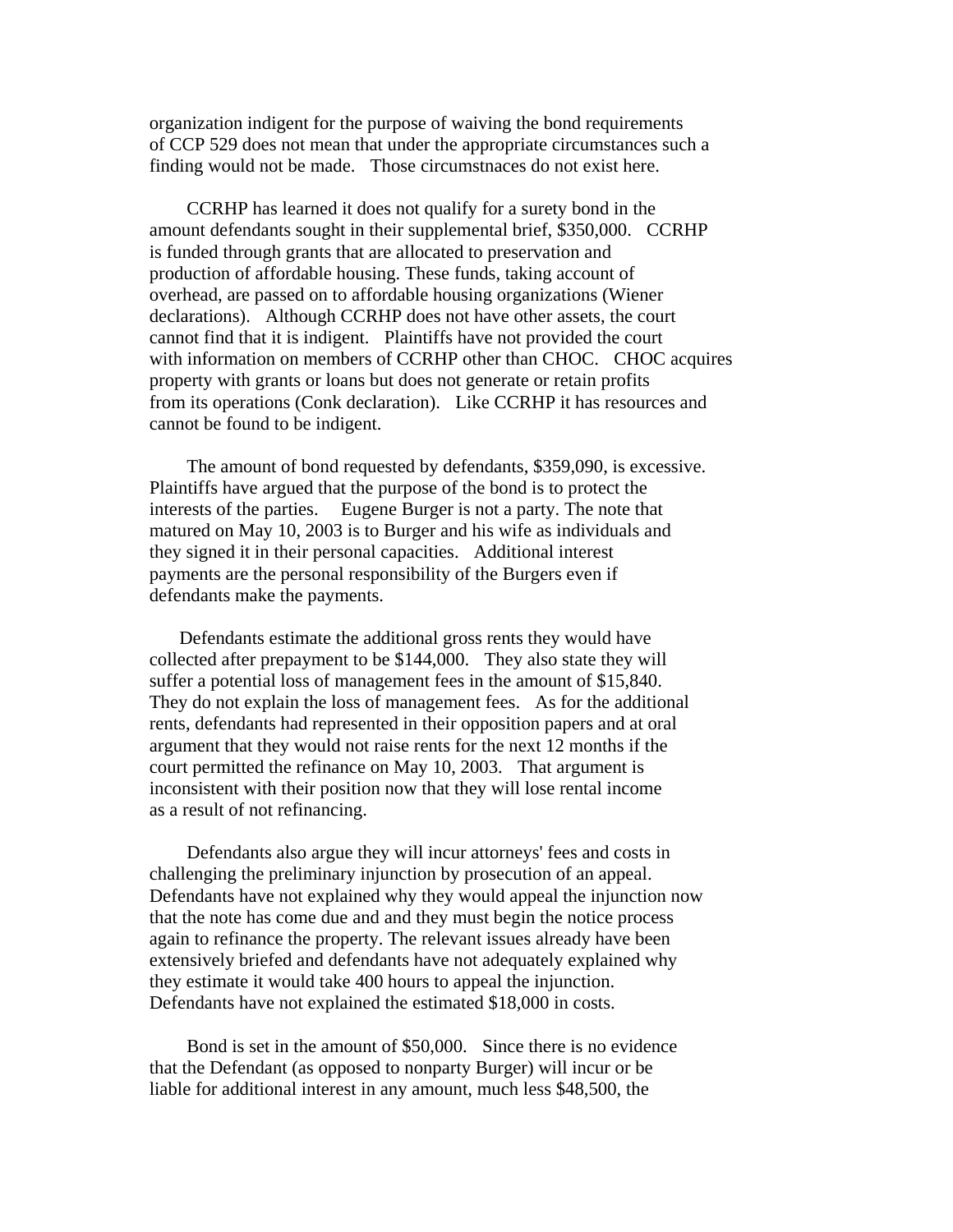organization indigent for the purpose of waiving the bond requirements of CCP 529 does not mean that under the appropriate circumstances such a finding would not be made. Those circumstnaces do not exist here.

CCRHP has learned it does not qualify for a surety bond in the amount defendants sought in their supplemental brief, $350,000. CCRHP is funded through grants that are allocated to preservation and production of affordable housing. These funds, taking account of overhead, are passed on to affordable housing organizations (Wiener declarations). Although CCRHP does not have other assets, the court cannot find that it is indigent. Plaintiffs have not provided the court with information on members of CCRHP other than CHOC. CHOC acquires property with grants or loans but does not generate or retain profits from its operations (Conk declaration). Like CCRHP it has resources and cannot be found to be indigent.

The amount of bond requested by defendants, $359,090, is excessive. Plaintiffs have argued that the purpose of the bond is to protect the interests of the parties. Eugene Burger is not a party. The note that matured on May 10, 2003 is to Burger and his wife as individuals and they signed it in their personal capacities. Additional interest payments are the personal responsibility of the Burgers even if defendants make the payments.

Defendants estimate the additional gross rents they would have collected after prepayment to be $144,000. They also state they will suffer a potential loss of management fees in the amount of $15,840. They do not explain the loss of management fees. As for the additional rents, defendants had represented in their opposition papers and at oral argument that they would not raise rents for the next 12 months if the court permitted the refinance on May 10, 2003. That argument is inconsistent with their position now that they will lose rental income as a result of not refinancing.

Defendants also argue they will incur attorneys' fees and costs in challenging the preliminary injunction by prosecution of an appeal. Defendants have not explained why they would appeal the injunction now that the note has come due and and they must begin the notice process again to refinance the property. The relevant issues already have been extensively briefed and defendants have not adequately explained why they estimate it would take 400 hours to appeal the injunction. Defendants have not explained the estimated $18,000 in costs.

Bond is set in the amount of $50,000. Since there is no evidence that the Defendant (as opposed to nonparty Burger) will incur or be liable for additional interest in any amount, much less $48,500, the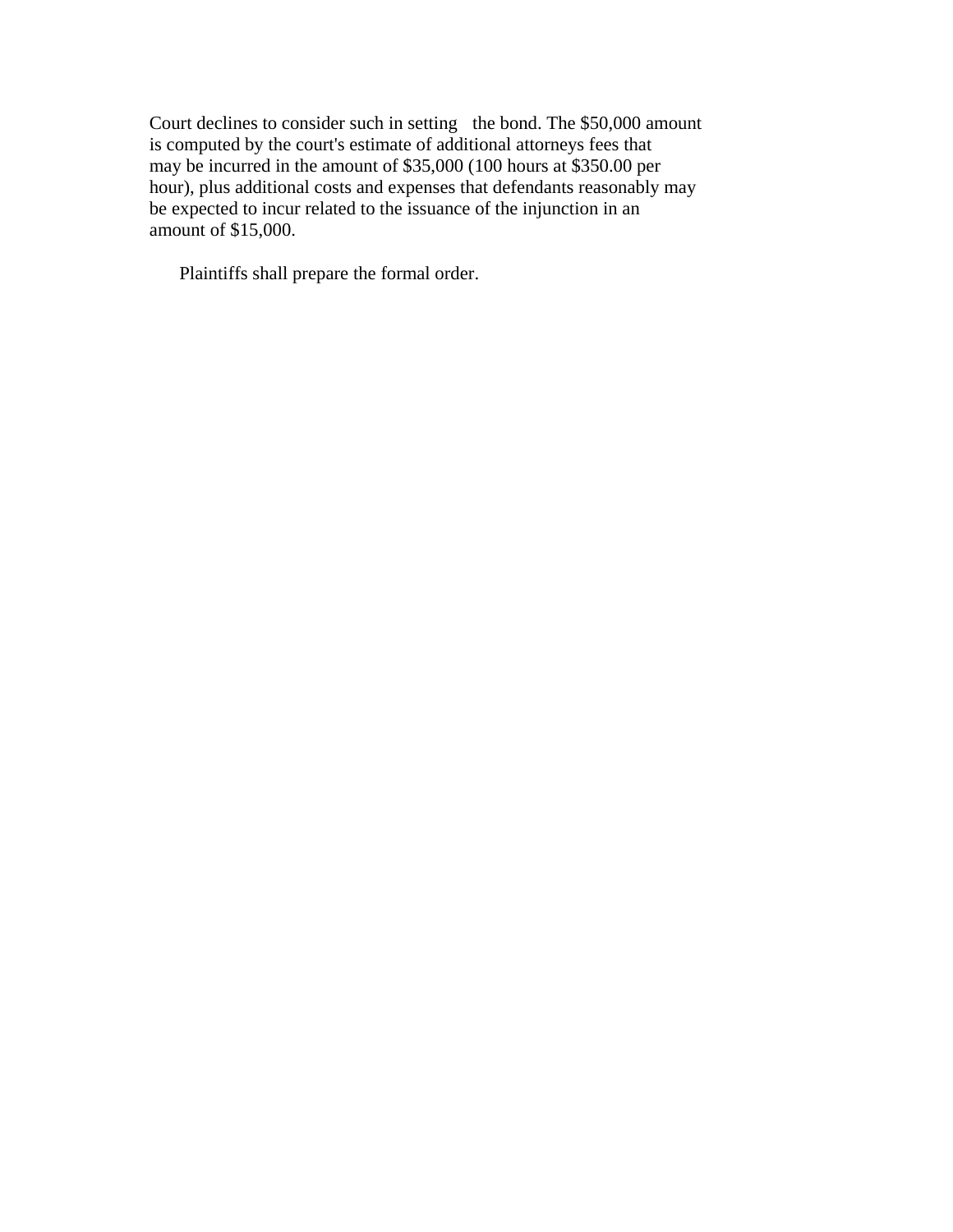Court declines to consider such in setting the bond. The $50,000 amount is computed by the court's estimate of additional attorneys fees that may be incurred in the amount of $35,000 (100 hours at $350.00 per hour), plus additional costs and expenses that defendants reasonably may be expected to incur related to the issuance of the injunction in an amount of $15,000.

Plaintiffs shall prepare the formal order.